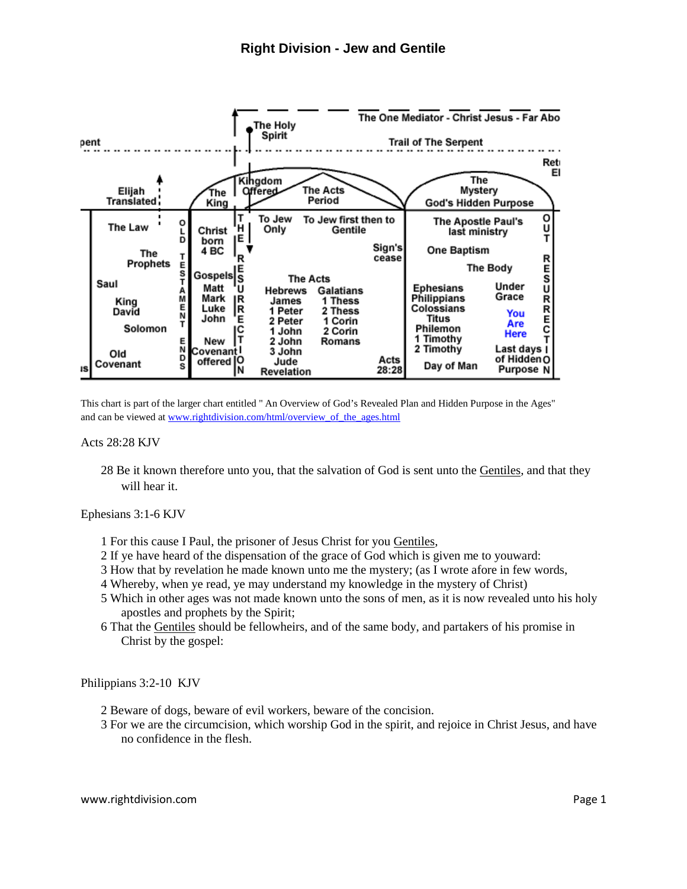# Right Division - Jew and Gentile

This chart is part of the larger chart entitled " An Overview of God's Revealed Plan and Hidden Purpose in the Ages" and can be viewed at [www.rightdivision.com/html/overview_of_the_ages.html](www.rightdivision.com/html/overview_of_the_ages.html)

Acts 28:28 KJV

> 28 Be it known therefore unto you, that the salvation of God is sent unto the Gentiles, and that they will hear it.

Ephesians 3:1-6 KJV

> 1 For this cause I Paul, the prisoner of Jesus Christ for you Gentiles,
> 2 If ye have heard of the dispensation of the grace of God which is given me to youward:
> 3 How that by revelation he made known unto me the mystery; (as I wrote afore in few words,
> 4 Whereby, when ye read, ye may understand my knowledge in the mystery of Christ)
> 5 Which in other ages was not made known unto the sons of men, as it is now revealed unto his holy apostles and prophets by the Spirit;
> 6 That the Gentiles should be fellowheirs, and of the same body, and partakers of his promise in Christ by the gospel:

Philippians 3:2-10 KJV

> 2 Beware of dogs, beware of evil workers, beware of the concision.
> 3 For we are the circumcision, which worship God in the spirit, and rejoice in Christ Jesus, and have no confidence in the flesh.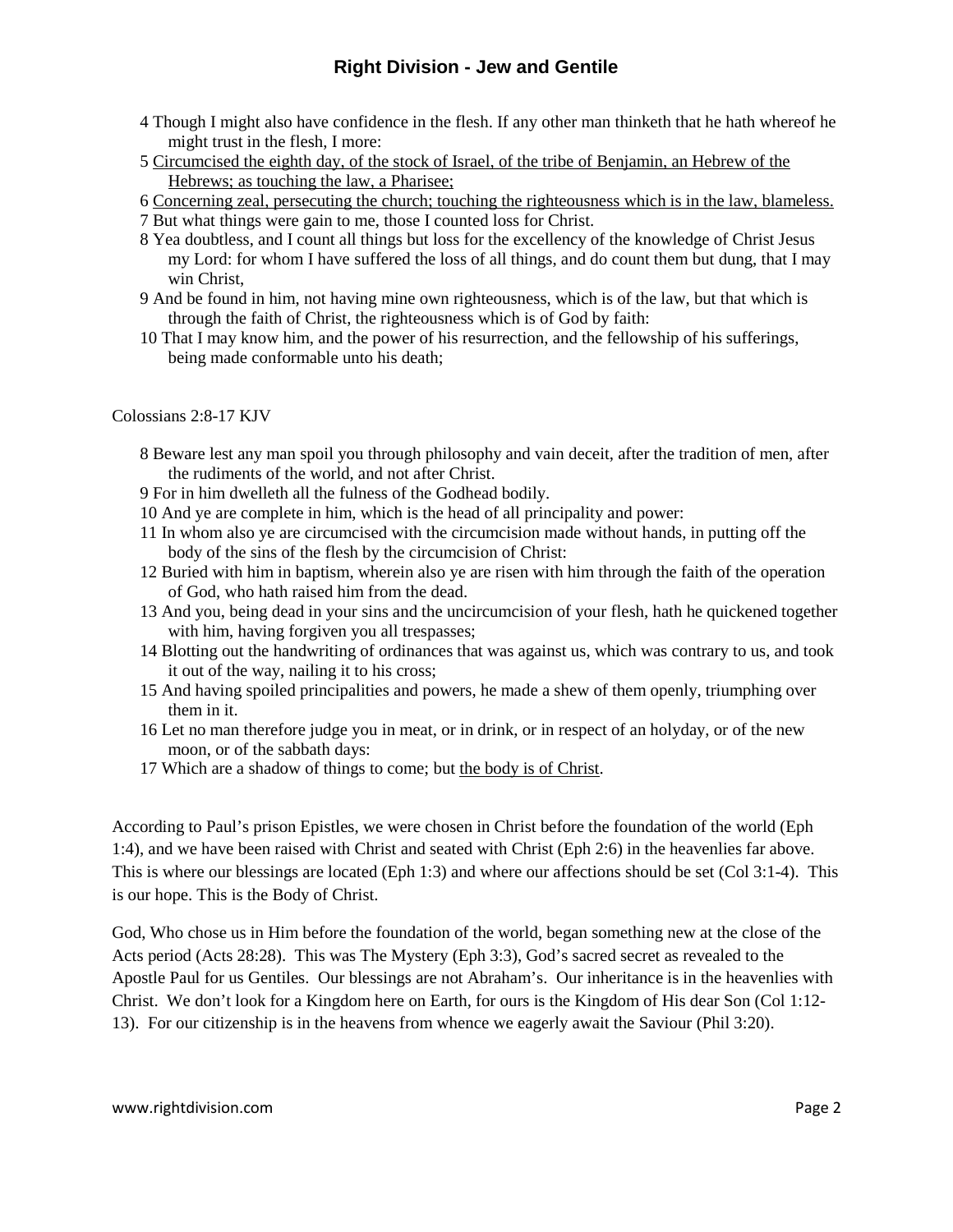4 Though I might also have confidence in the flesh. If any other man thinketh that he hath whereof he might trust in the flesh, I more:

5 <u>Circumcised the eighth day, of the stock of Israel, of the tribe of Benjamin, an Hebrew of the Hebrews; as touching the law, a Pharisee;</u>

6 <u>Concerning zeal, persecuting the church; touching the righteousness which is in the law, blameless.</u>

7 But what things were gain to me, those I counted loss for Christ.

8 Yea doubtless, and I count all things but loss for the excellency of the knowledge of Christ Jesus my Lord: for whom I have suffered the loss of all things, and do count them but dung, that I may win Christ,

9 And be found in him, not having mine own righteousness, which is of the law, but that which is through the faith of Christ, the righteousness which is of God by faith:

10 That I may know him, and the power of his resurrection, and the fellowship of his sufferings, being made conformable unto his death;

Colossians 2:8-17 KJV

8 Beware lest any man spoil you through philosophy and vain deceit, after the tradition of men, after the rudiments of the world, and not after Christ.

9 For in him dwelleth all the fulness of the Godhead bodily.

10 And ye are complete in him, which is the head of all principality and power:

11 In whom also ye are circumcised with the circumcision made without hands, in putting off the body of the sins of the flesh by the circumcision of Christ:

12 Buried with him in baptism, wherein also ye are risen with him through the faith of the operation of God, who hath raised him from the dead.

13 And you, being dead in your sins and the uncircumcision of your flesh, hath he quickened together with him, having forgiven you all trespasses;

14 Blotting out the handwriting of ordinances that was against us, which was contrary to us, and took it out of the way, nailing it to his cross;

15 And having spoiled principalities and powers, he made a shew of them openly, triumphing over them in it.

16 Let no man therefore judge you in meat, or in drink, or in respect of an holyday, or of the new moon, or of the sabbath days:

17 Which are a shadow of things to come; but <u>the body is of Christ</u>.

According to Paul's prison Epistles, we were chosen in Christ before the foundation of the world (Eph 1:4), and we have been raised with Christ and seated with Christ (Eph 2:6) in the heavenlies far above. This is where our blessings are located (Eph 1:3) and where our affections should be set (Col 3:1-4). This is our hope. This is the Body of Christ.

God, Who chose us in Him before the foundation of the world, began something new at the close of the Acts period (Acts 28:28). This was The Mystery (Eph 3:3), God's sacred secret as revealed to the Apostle Paul for us Gentiles. Our blessings are not Abraham's. Our inheritance is in the heavenlies with Christ. We don't look for a Kingdom here on Earth, for ours is the Kingdom of His dear Son (Col 1:12-13). For our citizenship is in the heavens from whence we eagerly await the Saviour (Phil 3:20).